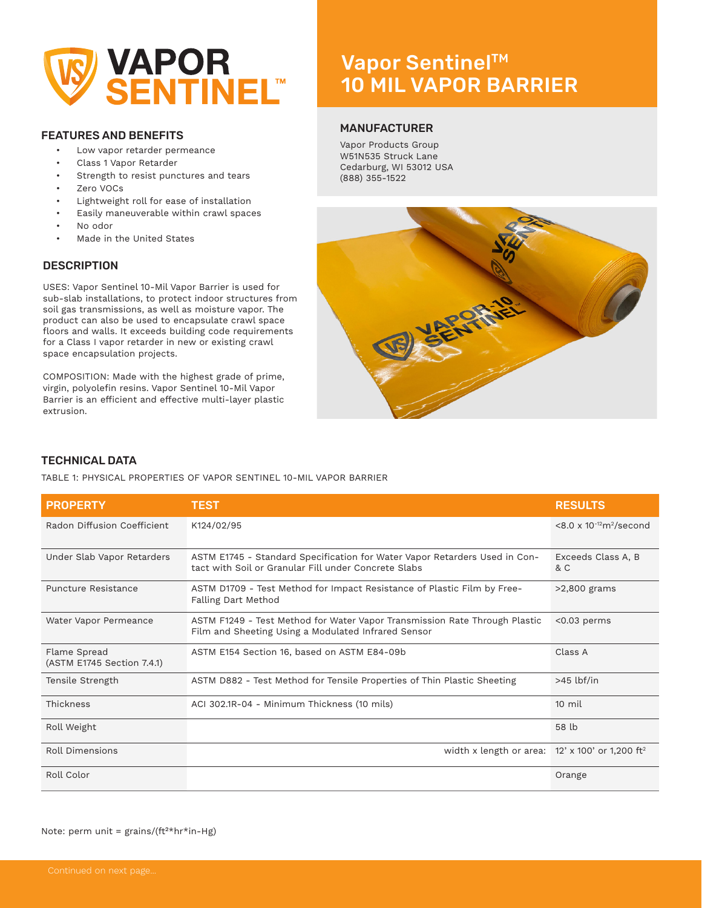# Vapor Sentinel™ 10 MIL VAPOR BARRIER

## MANUFACTURER

Vapor Products Group
W51N535 Struck Lane
Cedarburg, WI 53012 USA
(888) 355-1522

## FEATURES AND BENEFITS

- Low vapor retarder permeance
- Class 1 Vapor Retarder
- Strength to resist punctures and tears
- Zero VOCs
- Lightweight roll for ease of installation
- Easily maneuverable within crawl spaces
- No odor
- Made in the United States

## DESCRIPTION

USES: Vapor Sentinel 10-Mil Vapor Barrier is used for sub-slab installations, to protect indoor structures from soil gas transmissions, as well as moisture vapor. The product can also be used to encapsulate crawl space floors and walls. It exceeds building code requirements for a Class I vapor retarder in new or existing crawl space encapsulation projects.

COMPOSITION: Made with the highest grade of prime, virgin, polyolefin resins. Vapor Sentinel 10-Mil Vapor Barrier is an efficient and effective multi-layer plastic extrusion.

## TECHNICAL DATA

TABLE 1: PHYSICAL PROPERTIES OF VAPOR SENTINEL 10-MIL VAPOR BARRIER

| PROPERTY | TEST | RESULTS |
| --- | --- | --- |
| Radon Diffusion Coefficient | K124/02/95 | <8.0 x $10^{-12}$ $m^2$/second |
| Under Slab Vapor Retarders | ASTM E1745 - Standard Specification for Water Vapor Retarders Used in Contact with Soil or Granular Fill under Concrete Slabs | Exceeds Class A, B & C |
| Puncture Resistance | ASTM D1709 - Test Method for Impact Resistance of Plastic Film by Free-Falling Dart Method | >2,800 grams |
| Water Vapor Permeance | ASTM F1249 - Test Method for Water Vapor Transmission Rate Through Plastic Film and Sheeting Using a Modulated Infrared Sensor | <0.03 perms |
| Flame Spread (ASTM E1745 Section 7.4.1) | ASTM E154 Section 16, based on ASTM E84-09b | Class A |
| Tensile Strength | ASTM D882 - Test Method for Tensile Properties of Thin Plastic Sheeting | >45 lbf/in |
| Thickness | ACI 302.1R-04 - Minimum Thickness (10 mils) | 10 mil |
| Roll Weight | | 58 lb |
| Roll Dimensions | width x length or area: | 12' x 100' or 1,200 $ft^2$ |
| Roll Color | | Orange |

Note: perm unit = grains/(ft²*hr*in-Hg)

Continued on next page...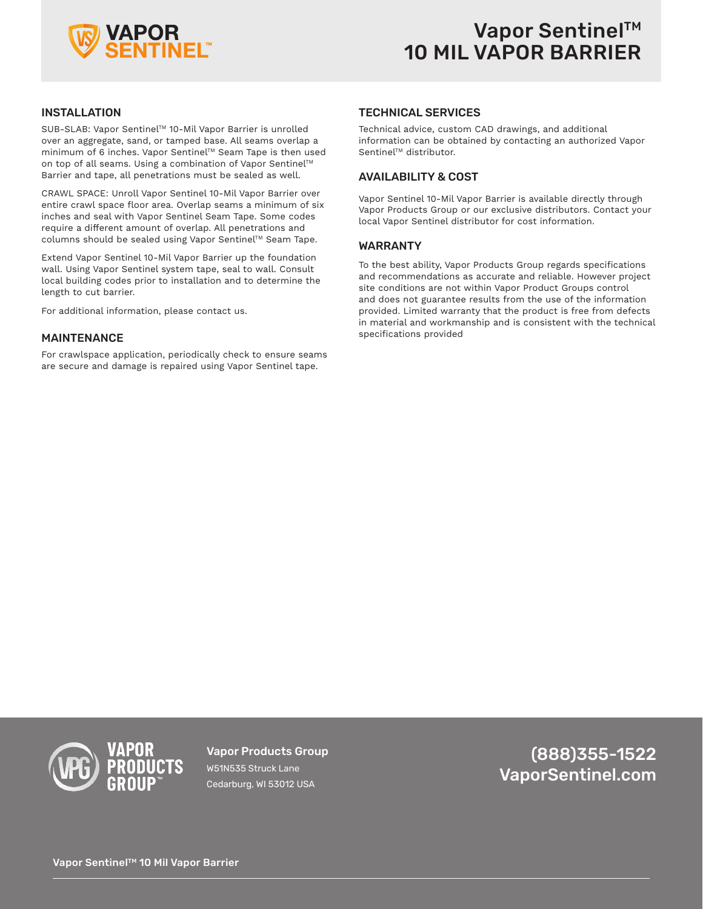# Vapor Sentinel™ 10 MIL VAPOR BARRIER

## INSTALLATION

SUB-SLAB: Vapor Sentinel™ 10-Mil Vapor Barrier is unrolled over an aggregate, sand, or tamped base. All seams overlap a minimum of 6 inches. Vapor Sentinel™ Seam Tape is then used on top of all seams. Using a combination of Vapor Sentinel™ Barrier and tape, all penetrations must be sealed as well.

CRAWL SPACE: Unroll Vapor Sentinel 10-Mil Vapor Barrier over entire crawl space floor area. Overlap seams a minimum of six inches and seal with Vapor Sentinel Seam Tape. Some codes require a different amount of overlap. All penetrations and columns should be sealed using Vapor Sentinel™ Seam Tape.

Extend Vapor Sentinel 10-Mil Vapor Barrier up the foundation wall. Using Vapor Sentinel system tape, seal to wall. Consult local building codes prior to installation and to determine the length to cut barrier.

For additional information, please contact us.

## MAINTENANCE

For crawlspace application, periodically check to ensure seams are secure and damage is repaired using Vapor Sentinel tape.

## TECHNICAL SERVICES

Technical advice, custom CAD drawings, and additional information can be obtained by contacting an authorized Vapor Sentinel™ distributor.

## AVAILABILITY & COST

Vapor Sentinel 10-Mil Vapor Barrier is available directly through Vapor Products Group or our exclusive distributors. Contact your local Vapor Sentinel distributor for cost information.

## WARRANTY

To the best ability, Vapor Products Group regards specifications and recommendations as accurate and reliable. However project site conditions are not within Vapor Product Groups control and does not guarantee results from the use of the information provided. Limited warranty that the product is free from defects in material and workmanship and is consistent with the technical specifications provided

**Vapor Products Group**
W51N535 Struck Lane
Cedarburg, WI 53012 USA

**(888)355-1522**
**VaporSentinel.com**